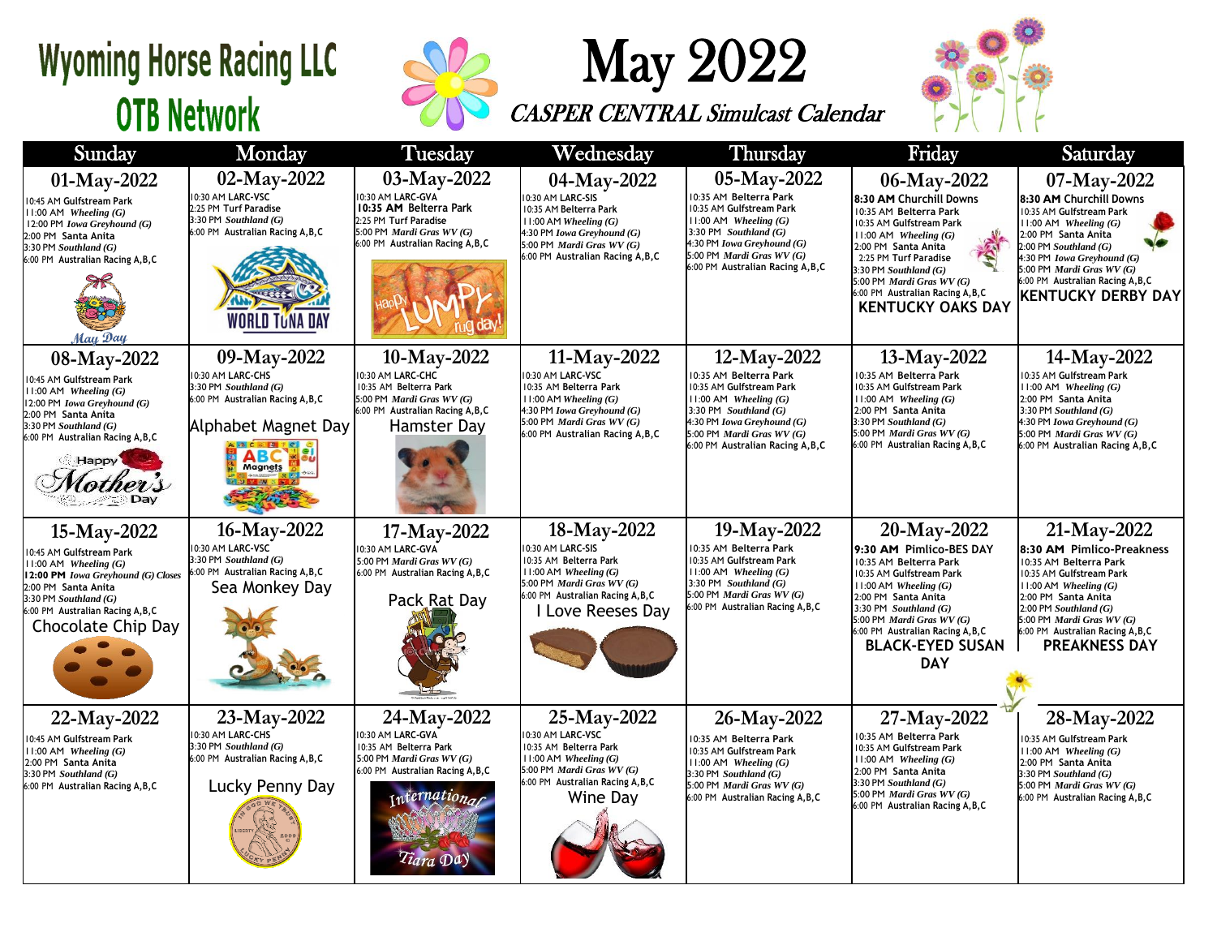# Wyoming Horse Racing LLC

## OTB Network

# May 2022

*CASPER CENTRAL Simulcast Calendar*

| Sunday | Monday | Tuesday | Wednesday | Thursday | Friday | Saturday |
|---|---|---|---|---|---|---|
| **01-May-2022**<br>10:45 AM Gulfstream Park<br>11:00 AM *Wheeling (G)*<br>12:00 PM *Iowa Greyhound (G)*<br>2:00 PM Santa Anita<br>3:30 PM *Southland (G)*<br>6:00 PM Australian Racing A,B,C<br>*May Day* | **02-May-2022**<br>10:30 AM LARC-VSC<br>2:25 PM Turf Paradise<br>3:30 PM *Southland (G)*<br>6:00 PM Australian Racing A,B,C<br>WORLD TUNA DAY | **03-May-2022**<br>10:30 AM LARC-GVA<br>**10:35 AM** Belterra Park<br>2:25 PM Turf Paradise<br>5:00 PM *Mardi Gras WV (G)*<br>6:00 PM Australian Racing A,B,C<br>Happy LUMPY rug day! | **04-May-2022**<br>10:30 AM LARC-SIS<br>10:35 AM Belterra Park<br>11:00 AM *Wheeling (G)*<br>4:30 PM *Iowa Greyhound (G)*<br>5:00 PM *Mardi Gras WV (G)*<br>6:00 PM Australian Racing A,B,C | **05-May-2022**<br>10:35 AM Belterra Park<br>10:35 AM Gulfstream Park<br>11:00 AM *Wheeling (G)*<br>3:30 PM *Southland (G)*<br>4:30 PM *Iowa Greyhound (G)*<br>5:00 PM *Mardi Gras WV (G)*<br>6:00 PM Australian Racing A,B,C | **06-May-2022**<br>**8:30 AM** Churchill Downs<br>10:35 AM Belterra Park<br>10:35 AM Gulfstream Park<br>11:00 AM *Wheeling (G)*<br>2:00 PM Santa Anita<br>2:25 PM Turf Paradise<br>3:30 PM *Southland (G)*<br>5:00 PM *Mardi Gras WV (G)*<br>6:00 PM Australian Racing A,B,C<br>**KENTUCKY OAKS DAY** | **07-May-2022**<br>**8:30 AM** Churchill Downs<br>10:35 AM Gulfstream Park<br>11:00 AM *Wheeling (G)*<br>2:00 PM Santa Anita<br>2:00 PM *Southland (G)*<br>4:30 PM *Iowa Greyhound (G)*<br>5:00 PM *Mardi Gras WV (G)*<br>6:00 PM Australian Racing A,B,C<br>**KENTUCKY DERBY DAY** |
| **08-May-2022**<br>10:45 AM Gulfstream Park<br>11:00 AM *Wheeling (G)*<br>12:00 PM *Iowa Greyhound (G)*<br>2:00 PM Santa Anita<br>3:30 PM *Southland (G)*<br>6:00 PM Australian Racing A,B,C<br>Happy Mother's Day | **09-May-2022**<br>10:30 AM LARC-CHS<br>3:30 PM *Southland (G)*<br>6:00 PM Australian Racing A,B,C<br>Alphabet Magnet Day | **10-May-2022**<br>10:30 AM LARC-CHC<br>10:35 AM Belterra Park<br>5:00 PM *Mardi Gras WV (G)*<br>6:00 PM Australian Racing A,B,C<br>Hamster Day | **11-May-2022**<br>10:30 AM LARC-VSC<br>10:35 AM Belterra Park<br>11:00 AM *Wheeling (G)*<br>4:30 PM *Iowa Greyhound (G)*<br>5:00 PM *Mardi Gras WV (G)*<br>6:00 PM Australian Racing A,B,C | **12-May-2022**<br>10:35 AM Belterra Park<br>10:35 AM Gulfstream Park<br>11:00 AM *Wheeling (G)*<br>3:30 PM *Southland (G)*<br>4:30 PM *Iowa Greyhound (G)*<br>5:00 PM *Mardi Gras WV (G)*<br>6:00 PM Australian Racing A,B,C | **13-May-2022**<br>10:35 AM Belterra Park<br>10:35 AM Gulfstream Park<br>11:00 AM *Wheeling (G)*<br>2:00 PM Santa Anita<br>3:30 PM *Southland (G)*<br>5:00 PM *Mardi Gras WV (G)*<br>6:00 PM Australian Racing A,B,C | **14-May-2022**<br>10:35 AM Gulfstream Park<br>11:00 AM *Wheeling (G)*<br>2:00 PM Santa Anita<br>3:30 PM *Southland (G)*<br>4:30 PM *Iowa Greyhound (G)*<br>5:00 PM *Mardi Gras WV (G)*<br>6:00 PM Australian Racing A,B,C |
| **15-May-2022**<br>10:45 AM Gulfstream Park<br>11:00 AM *Wheeling (G)*<br>**12:00 PM** *Iowa Greyhound (G) Closes*<br>2:00 PM Santa Anita<br>3:30 PM *Southland (G)*<br>6:00 PM Australian Racing A,B,C<br>Chocolate Chip Day | **16-May-2022**<br>10:30 AM LARC-VSC<br>3:30 PM *Southland (G)*<br>6:00 PM Australian Racing A,B,C<br>Sea Monkey Day | **17-May-2022**<br>10:30 AM LARC-GVA<br>5:00 PM *Mardi Gras WV (G)*<br>6:00 PM Australian Racing A,B,C<br>Pack Rat Day | **18-May-2022**<br>10:30 AM LARC-SIS<br>10:35 AM Belterra Park<br>11:00 AM *Wheeling (G)*<br>5:00 PM *Mardi Gras WV (G)*<br>6:00 PM Australian Racing A,B,C<br>I Love Reeses Day | **19-May-2022**<br>10:35 AM Belterra Park<br>10:35 AM Gulfstream Park<br>11:00 AM *Wheeling (G)*<br>3:30 PM *Southland (G)*<br>5:00 PM *Mardi Gras WV (G)*<br>6:00 PM Australian Racing A,B,C | **20-May-2022**<br>**9:30 AM** Pimlico-BES DAY<br>10:35 AM Belterra Park<br>10:35 AM Gulfstream Park<br>11:00 AM *Wheeling (G)*<br>2:00 PM Santa Anita<br>3:30 PM *Southland (G)*<br>5:00 PM *Mardi Gras WV (G)*<br>6:00 PM Australian Racing A,B,C<br>**BLACK-EYED SUSAN DAY** | **21-May-2022**<br>**8:30 AM** Pimlico-Preakness<br>10:35 AM Belterra Park<br>10:35 AM Gulfstream Park<br>11:00 AM *Wheeling (G)*<br>2:00 PM Santa Anita<br>2:00 PM *Southland (G)*<br>5:00 PM *Mardi Gras WV (G)*<br>6:00 PM Australian Racing A,B,C<br>**PREAKNESS DAY** |
| **22-May-2022**<br>10:45 AM Gulfstream Park<br>11:00 AM *Wheeling (G)*<br>2:00 PM Santa Anita<br>3:30 PM *Southland (G)*<br>6:00 PM Australian Racing A,B,C | **23-May-2022**<br>10:30 AM LARC-CHS<br>3:30 PM *Southland (G)*<br>6:00 PM Australian Racing A,B,C<br>Lucky Penny Day | **24-May-2022**<br>10:30 AM LARC-GVA<br>10:35 AM Belterra Park<br>5:00 PM *Mardi Gras WV (G)*<br>6:00 PM Australian Racing A,B,C<br>International Tiara Day | **25-May-2022**<br>10:30 AM LARC-VSC<br>10:35 AM Belterra Park<br>11:00 AM *Wheeling (G)*<br>5:00 PM *Mardi Gras WV (G)*<br>6:00 PM Australian Racing A,B,C<br>Wine Day | **26-May-2022**<br>10:35 AM Belterra Park<br>10:35 AM Gulfstream Park<br>11:00 AM *Wheeling (G)*<br>3:30 PM *Southland (G)*<br>5:00 PM *Mardi Gras WV (G)*<br>6:00 PM Australian Racing A,B,C | **27-May-2022**<br>10:35 AM Belterra Park<br>10:35 AM Gulfstream Park<br>11:00 AM *Wheeling (G)*<br>2:00 PM Santa Anita<br>3:30 PM *Southland (G)*<br>5:00 PM *Mardi Gras WV (G)*<br>6:00 PM Australian Racing A,B,C | **28-May-2022**<br>10:35 AM Gulfstream Park<br>11:00 AM *Wheeling (G)*<br>2:00 PM Santa Anita<br>3:30 PM *Southland (G)*<br>5:00 PM *Mardi Gras WV (G)*<br>6:00 PM Australian Racing A,B,C |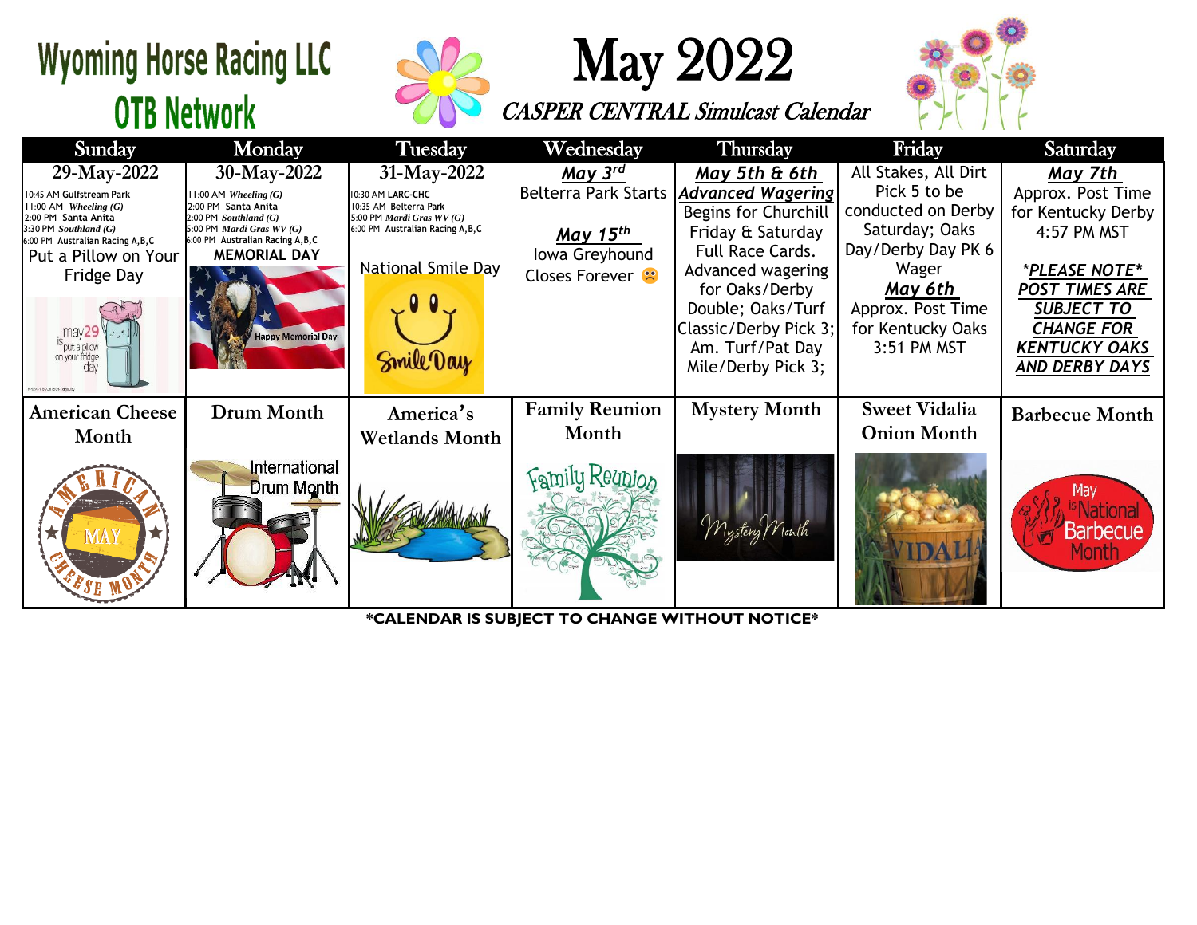# Wyoming Horse Racing LLC
# OTB Network

# May 2022

*CASPER CENTRAL Simulcast Calendar*

| Sunday | Monday | Tuesday | Wednesday | Thursday | Friday | Saturday |
| --- | --- | --- | --- | --- | --- | --- |
| 29-May-2022<br>10:45 AM Gulfstream Park<br>11:00 AM *Wheeling (G)*<br>2:00 PM Santa Anita<br>3:30 PM *Southland (G)*<br>6:00 PM Australian Racing A,B,C<br>Put a Pillow on Your Fridge Day | 30-May-2022<br>11:00 AM *Wheeling (G)*<br>2:00 PM Santa Anita<br>2:00 PM *Southland (G)*<br>5:00 PM *Mardi Gras WV (G)*<br>6:00 PM Australian Racing A,B,C<br>MEMORIAL DAY | 31-May-2022<br>10:30 AM LARC-CHC<br>10:35 AM Belterra Park<br>5:00 PM *Mardi Gras WV (G)*<br>6:00 PM Australian Racing A,B,C<br>National Smile Day | ***May 3rd***<br>Belterra Park Starts<br><br>***May 15th***<br>Iowa Greyhound Closes Forever ☹ | ***May 5th & 6th***<br>***Advanced Wagering***<br>Begins for Churchill Friday & Saturday Full Race Cards. Advanced wagering for Oaks/Derby Double; Oaks/Turf Classic/Derby Pick 3; Am. Turf/Pat Day Mile/Derby Pick 3; | All Stakes, All Dirt Pick 5 to be conducted on Derby Saturday; Oaks Day/Derby Day PK 6 Wager<br>***May 6th***<br>Approx. Post Time for Kentucky Oaks 3:51 PM MST | ***May 7th***<br>Approx. Post Time for Kentucky Derby 4:57 PM MST<br><br>****PLEASE NOTE* POST TIMES ARE SUBJECT TO CHANGE FOR KENTUCKY OAKS AND DERBY DAYS*** |
| American Cheese Month | Drum Month | America's Wetlands Month | Family Reunion Month | Mystery Month | Sweet Vidalia Onion Month | Barbecue Month |

***CALENDAR IS SUBJECT TO CHANGE WITHOUT NOTICE***